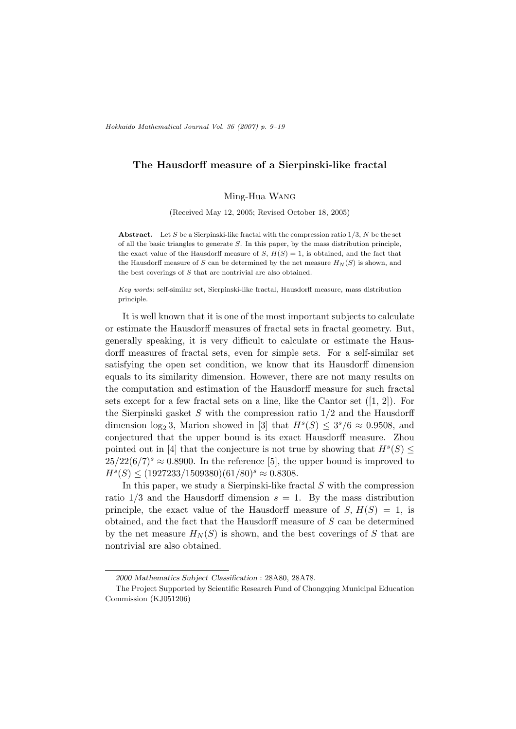# The Hausdorff measure of a Sierpinski-like fractal

Ming-Hua Wang

(Received May 12, 2005; Revised October 18, 2005)

**Abstract.** Let $S$ be a Sierpinski-like fractal with the compression ratio $1/3$, $N$ be the set of all the basic triangles to generate $S$. In this paper, by the mass distribution principle, the exact value of the Hausdorff measure of $S$, $H(S) = 1$, is obtained, and the fact that the Hausdorff measure of $S$ can be determined by the net measure $H_N(S)$ is shown, and the best coverings of $S$ that are nontrivial are also obtained.

*Key words*: self-similar set, Sierpinski-like fractal, Hausdorff measure, mass distribution principle.

It is well known that it is one of the most important subjects to calculate or estimate the Hausdorff measures of fractal sets in fractal geometry. But, generally speaking, it is very difficult to calculate or estimate the Hausdorff measures of fractal sets, even for simple sets. For a self-similar set satisfying the open set condition, we know that its Hausdorff dimension equals to its similarity dimension. However, there are not many results on the computation and estimation of the Hausdorff measure for such fractal sets except for a few fractal sets on a line, like the Cantor set ([1, 2]). For the Sierpinski gasket $S$ with the compression ratio $1/2$ and the Hausdorff dimension $\log_2 3$, Marion showed in [3] that $H^s(S) \leq 3^s/6 \approx 0.9508$, and conjectured that the upper bound is its exact Hausdorff measure. Zhou pointed out in [4] that the conjecture is not true by showing that $H^s(S) \leq 25/22(6/7)^s \approx 0.8900$. In the reference [5], the upper bound is improved to $H^s(S) \leq (1927233/1509380)(61/80)^s \approx 0.8308$.

In this paper, we study a Sierpinski-like fractal $S$ with the compression ratio $1/3$ and the Hausdorff dimension $s = 1$. By the mass distribution principle, the exact value of the Hausdorff measure of $S$, $H(S) = 1$, is obtained, and the fact that the Hausdorff measure of $S$ can be determined by the net measure $H_N(S)$ is shown, and the best coverings of $S$ that are nontrivial are also obtained.

---

*2000 Mathematics Subject Classification* : 28A80, 28A78.

The Project Supported by Scientific Research Fund of Chongqing Municipal Education Commission (KJ051206)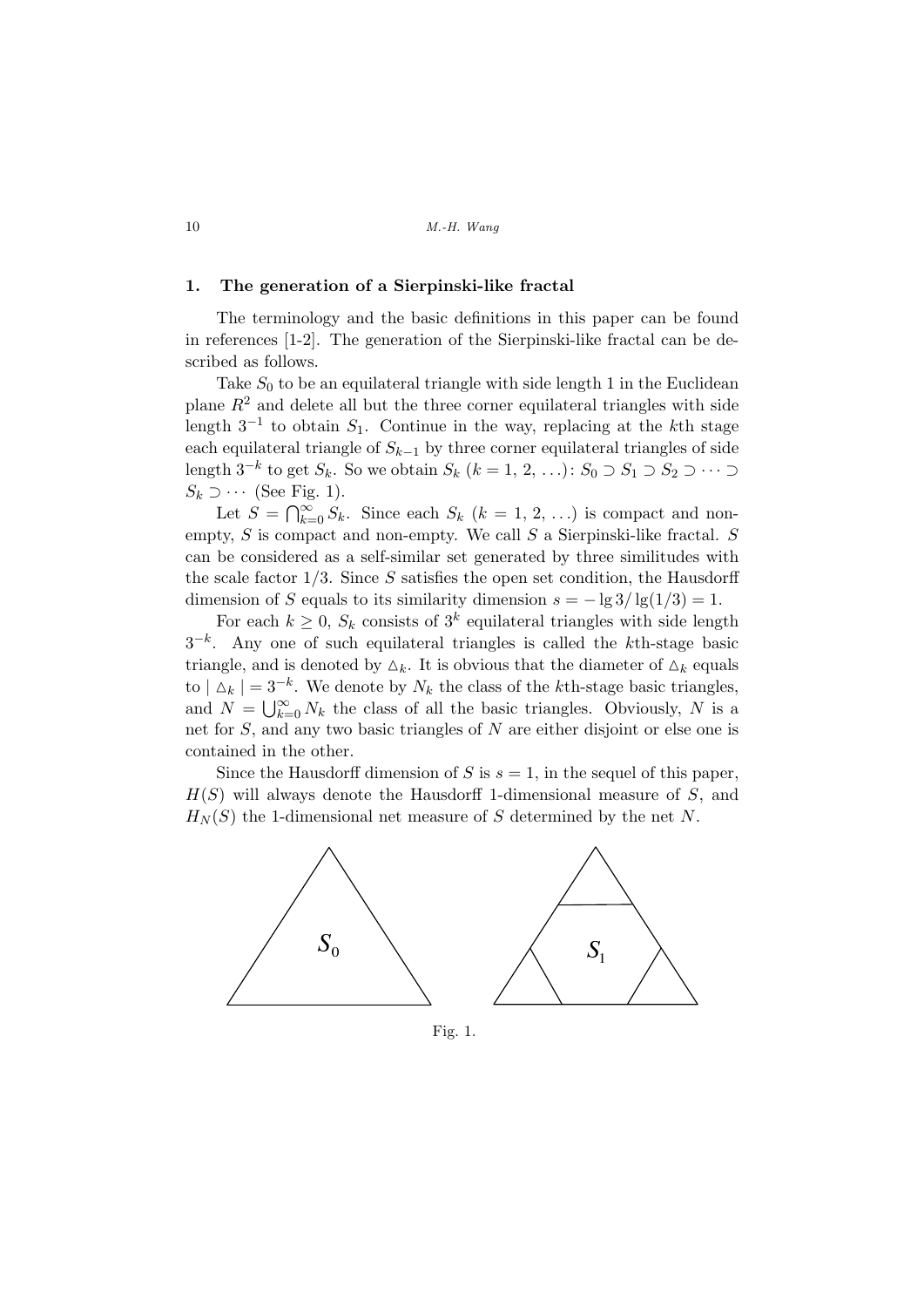## 1. The generation of a Sierpinski-like fractal

The terminology and the basic definitions in this paper can be found in references [1-2]. The generation of the Sierpinski-like fractal can be described as follows.

Take $S_0$ to be an equilateral triangle with side length 1 in the Euclidean plane $R^2$ and delete all but the three corner equilateral triangles with side length $3^{-1}$ to obtain $S_1$. Continue in the way, replacing at the $k$th stage each equilateral triangle of $S_{k-1}$ by three corner equilateral triangles of side length $3^{-k}$ to get $S_k$. So we obtain $S_k$ $(k = 1, 2, \ldots)$: $S_0 \supset S_1 \supset S_2 \supset \cdots \supset S_k \supset \cdots$ (See Fig. 1).

Let $S = \bigcap_{k=0}^{\infty} S_k$. Since each $S_k$ $(k = 1, 2, \ldots)$ is compact and non-empty, $S$ is compact and non-empty. We call $S$ a Sierpinski-like fractal. $S$ can be considered as a self-similar set generated by three similitudes with the scale factor $1/3$. Since $S$ satisfies the open set condition, the Hausdorff dimension of $S$ equals to its similarity dimension $s = -\lg 3/\lg(1/3) = 1$.

For each $k \geq 0$, $S_k$ consists of $3^k$ equilateral triangles with side length $3^{-k}$. Any one of such equilateral triangles is called the $k$th-stage basic triangle, and is denoted by $\triangle_k$. It is obvious that the diameter of $\triangle_k$ equals to $|\triangle_k| = 3^{-k}$. We denote by $N_k$ the class of the $k$th-stage basic triangles, and $N = \bigcup_{k=0}^{\infty} N_k$ the class of all the basic triangles. Obviously, $N$ is a net for $S$, and any two basic triangles of $N$ are either disjoint or else one is contained in the other.

Since the Hausdorff dimension of $S$ is $s = 1$, in the sequel of this paper, $H(S)$ will always denote the Hausdorff 1-dimensional measure of $S$, and $H_N(S)$ the 1-dimensional net measure of $S$ determined by the net $N$.

Fig. 1.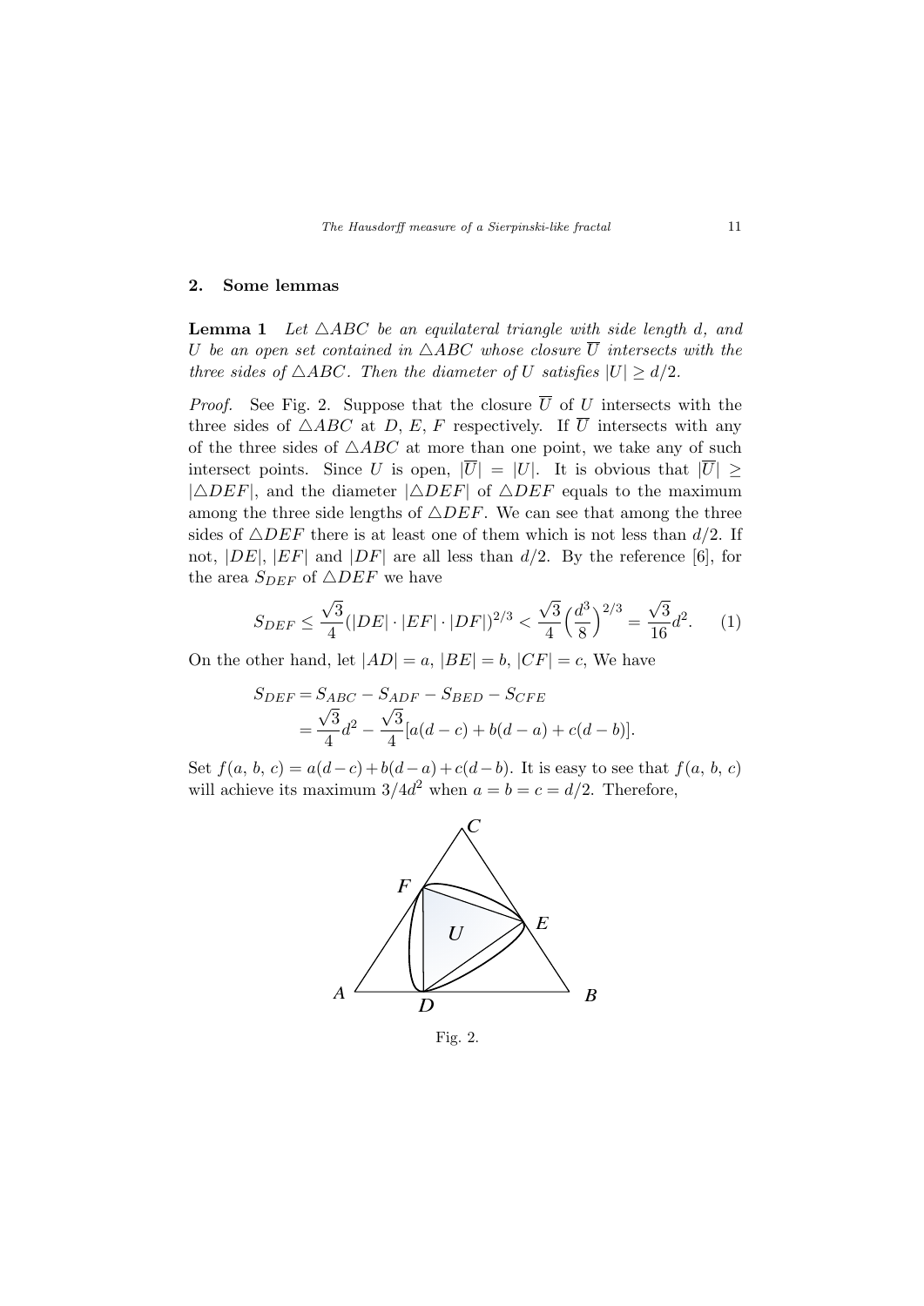## 2. Some lemmas

**Lemma 1** *Let $\triangle ABC$ be an equilateral triangle with side length $d$, and $U$ be an open set contained in $\triangle ABC$ whose closure $\overline{U}$ intersects with the three sides of $\triangle ABC$. Then the diameter of $U$ satisfies $|U| \geq d/2$.*

*Proof.* See Fig. 2. Suppose that the closure $\overline{U}$ of $U$ intersects with the three sides of $\triangle ABC$ at $D$, $E$, $F$ respectively. If $\overline{U}$ intersects with any of the three sides of $\triangle ABC$ at more than one point, we take any of such intersect points. Since $U$ is open, $|\overline{U}| = |U|$. It is obvious that $|\overline{U}| \geq |\triangle DEF|$, and the diameter $|\triangle DEF|$ of $\triangle DEF$ equals to the maximum among the three side lengths of $\triangle DEF$. We can see that among the three sides of $\triangle DEF$ there is at least one of them which is not less than $d/2$. If not, $|DE|$, $|EF|$ and $|DF|$ are all less than $d/2$. By the reference [6], for the area $S_{DEF}$ of $\triangle DEF$ we have

$$S_{DEF} \leq \frac{\sqrt{3}}{4}(|DE| \cdot |EF| \cdot |DF|)^{2/3} < \frac{\sqrt{3}}{4}\Big(\frac{d^3}{8}\Big)^{2/3} = \frac{\sqrt{3}}{16}d^2. \qquad (1)$$

On the other hand, let $|AD| = a$, $|BE| = b$, $|CF| = c$, We have

$$\begin{aligned} S_{DEF} &= S_{ABC} - S_{ADF} - S_{BED} - S_{CFE} \\ &= \frac{\sqrt{3}}{4}d^2 - \frac{\sqrt{3}}{4}[a(d-c) + b(d-a) + c(d-b)]. \end{aligned}$$

Set $f(a, b, c) = a(d-c) + b(d-a) + c(d-b)$. It is easy to see that $f(a, b, c)$ will achieve its maximum $3/4d^2$ when $a = b = c = d/2$. Therefore,

Fig. 2.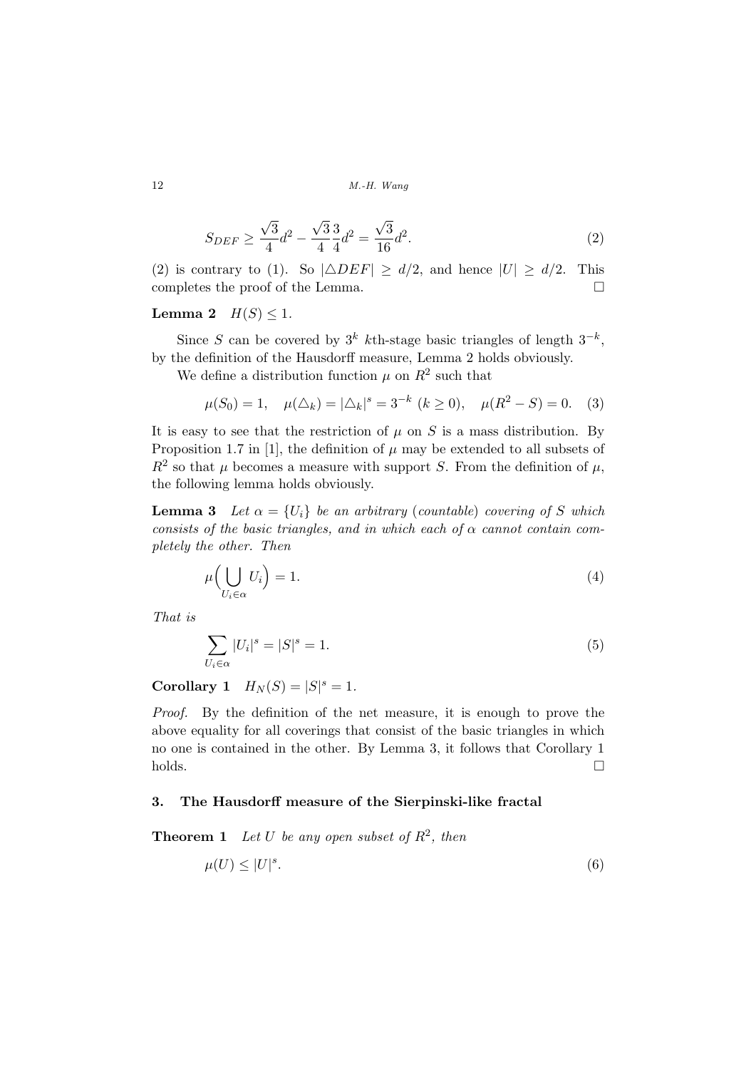$$S_{DEF} \geq \frac{\sqrt{3}}{4}d^2 - \frac{\sqrt{3}}{4}\frac{3}{4}d^2 = \frac{\sqrt{3}}{16}d^2. \tag{2}$$

(2) is contrary to (1). So $|\triangle DEF| \geq d/2$, and hence $|U| \geq d/2$. This completes the proof of the Lemma. $\square$

**Lemma 2** $H(S) \leq 1$.

Since $S$ can be covered by $3^k$ $k$th-stage basic triangles of length $3^{-k}$, by the definition of the Hausdorff measure, Lemma 2 holds obviously.

We define a distribution function $\mu$ on $R^2$ such that

$$\mu(S_0) = 1, \quad \mu(\triangle_k) = |\triangle_k|^s = 3^{-k} \ (k \geq 0), \quad \mu(R^2 - S) = 0. \tag{3}$$

It is easy to see that the restriction of $\mu$ on $S$ is a mass distribution. By Proposition 1.7 in [1], the definition of $\mu$ may be extended to all subsets of $R^2$ so that $\mu$ becomes a measure with support $S$. From the definition of $\mu$, the following lemma holds obviously.

**Lemma 3** *Let $\alpha = \{U_i\}$ be an arbitrary (countable) covering of $S$ which consists of the basic triangles, and in which each of $\alpha$ cannot contain completely the other. Then*

$$\mu\Big(\bigcup_{U_i \in \alpha} U_i\Big) = 1. \tag{4}$$

*That is*

$$\sum_{U_i \in \alpha} |U_i|^s = |S|^s = 1. \tag{5}$$

**Corollary 1** $H_N(S) = |S|^s = 1$.

*Proof.* By the definition of the net measure, it is enough to prove the above equality for all coverings that consist of the basic triangles in which no one is contained in the other. By Lemma 3, it follows that Corollary 1 holds. $\square$

## 3. The Hausdorff measure of the Sierpinski-like fractal

**Theorem 1** *Let $U$ be any open subset of $R^2$, then*

$$\mu(U) \leq |U|^s. \tag{6}$$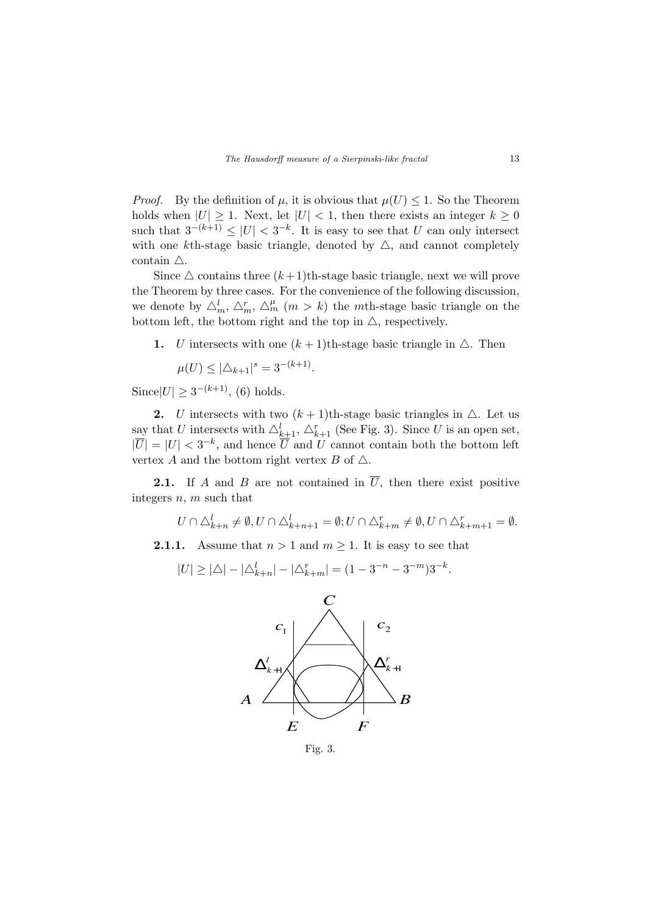*Proof.* By the definition of $\mu$, it is obvious that $\mu(U) \leq 1$. So the Theorem holds when $|U| \geq 1$. Next, let $|U| < 1$, then there exists an integer $k \geq 0$ such that $3^{-(k+1)} \leq |U| < 3^{-k}$. It is easy to see that $U$ can only intersect with one $k$th-stage basic triangle, denoted by $\triangle$, and cannot completely contain $\triangle$.

Since $\triangle$ contains three $(k+1)$th-stage basic triangle, next we will prove the Theorem by three cases. For the convenience of the following discussion, we denote by $\triangle_m^l$, $\triangle_m^r$, $\triangle_m^\mu$ $(m > k)$ the $m$th-stage basic triangle on the bottom left, the bottom right and the top in $\triangle$, respectively.

**1.** $U$ intersects with one $(k+1)$th-stage basic triangle in $\triangle$. Then

$$\mu(U) \leq |\triangle_{k+1}|^s = 3^{-(k+1)}.$$

Since $|U| \geq 3^{-(k+1)}$, (6) holds.

**2.** $U$ intersects with two $(k+1)$th-stage basic triangles in $\triangle$. Let us say that $U$ intersects with $\triangle_{k+1}^l$, $\triangle_{k+1}^r$ (See Fig. 3). Since $U$ is an open set, $|\overline{U}| = |U| < 3^{-k}$, and hence $\overline{U}$ and $U$ cannot contain both the bottom left vertex $A$ and the bottom right vertex $B$ of $\triangle$.

**2.1.** If $A$ and $B$ are not contained in $\overline{U}$, then there exist positive integers $n$, $m$ such that

$$U \cap \triangle_{k+n}^l \neq \emptyset, U \cap \triangle_{k+n+1}^l = \emptyset; U \cap \triangle_{k+m}^r \neq \emptyset, U \cap \triangle_{k+m+1}^r = \emptyset.$$

**2.1.1.** Assume that $n > 1$ and $m \geq 1$. It is easy to see that

$$|U| \geq |\triangle| - |\triangle_{k+n}^l| - |\triangle_{k+m}^r| = (1 - 3^{-n} - 3^{-m})3^{-k}.$$

Fig. 3.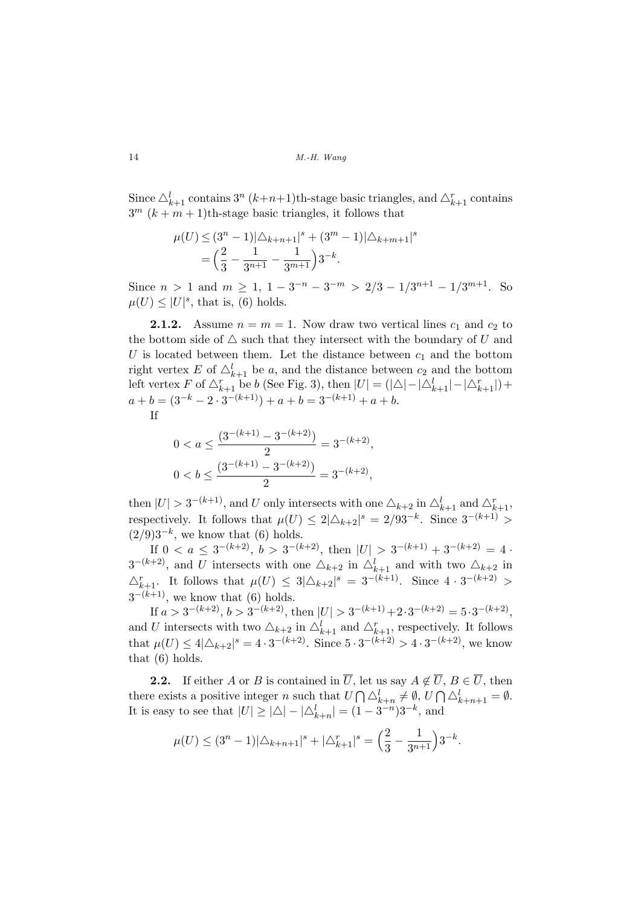Since $\triangle_{k+1}^l$ contains $3^n$ $(k+n+1)$th-stage basic triangles, and $\triangle_{k+1}^r$ contains $3^m$ $(k+m+1)$th-stage basic triangles, it follows that

$$\begin{aligned}\mu(U) &\leq (3^n-1)|\triangle_{k+n+1}|^s + (3^m-1)|\triangle_{k+m+1}|^s \\ &= \Big(\frac{2}{3} - \frac{1}{3^{n+1}} - \frac{1}{3^{m+1}}\Big)3^{-k}.\end{aligned}$$

Since $n > 1$ and $m \geq 1$, $1 - 3^{-n} - 3^{-m} > 2/3 - 1/3^{n+1} - 1/3^{m+1}$. So $\mu(U) \leq |U|^s$, that is, (6) holds.

**2.1.2.** Assume $n = m = 1$. Now draw two vertical lines $c_1$ and $c_2$ to the bottom side of $\triangle$ such that they intersect with the boundary of $U$ and $U$ is located between them. Let the distance between $c_1$ and the bottom right vertex $E$ of $\triangle_{k+1}^l$ be $a$, and the distance between $c_2$ and the bottom left vertex $F$ of $\triangle_{k+1}^r$ be $b$ (See Fig. 3), then $|U| = (|\triangle| - |\triangle_{k+1}^l| - |\triangle_{k+1}^r|) + a + b = (3^{-k} - 2\cdot 3^{-(k+1)}) + a + b = 3^{-(k+1)} + a + b$.

If

$$\begin{aligned}0 < a &\leq \frac{(3^{-(k+1)} - 3^{-(k+2)})}{2} = 3^{-(k+2)}, \\ 0 < b &\leq \frac{(3^{-(k+1)} - 3^{-(k+2)})}{2} = 3^{-(k+2)},\end{aligned}$$

then $|U| > 3^{-(k+1)}$, and $U$ only intersects with one $\triangle_{k+2}$ in $\triangle_{k+1}^l$ and $\triangle_{k+1}^r$, respectively. It follows that $\mu(U) \leq 2|\triangle_{k+2}|^s = 2/93^{-k}$. Since $3^{-(k+1)} > (2/9)3^{-k}$, we know that (6) holds.

If $0 < a \leq 3^{-(k+2)}$, $b > 3^{-(k+2)}$, then $|U| > 3^{-(k+1)} + 3^{-(k+2)} = 4\cdot 3^{-(k+2)}$, and $U$ intersects with one $\triangle_{k+2}$ in $\triangle_{k+1}^l$ and with two $\triangle_{k+2}$ in $\triangle_{k+1}^r$. It follows that $\mu(U) \leq 3|\triangle_{k+2}|^s = 3^{-(k+1)}$. Since $4\cdot 3^{-(k+2)} > 3^{-(k+1)}$, we know that (6) holds.

If $a > 3^{-(k+2)}$, $b > 3^{-(k+2)}$, then $|U| > 3^{-(k+1)} + 2\cdot 3^{-(k+2)} = 5\cdot 3^{-(k+2)}$, and $U$ intersects with two $\triangle_{k+2}$ in $\triangle_{k+1}^l$ and $\triangle_{k+1}^r$, respectively. It follows that $\mu(U) \leq 4|\triangle_{k+2}|^s = 4\cdot 3^{-(k+2)}$. Since $5\cdot 3^{-(k+2)} > 4\cdot 3^{-(k+2)}$, we know that (6) holds.

**2.2.** If either $A$ or $B$ is contained in $\overline{U}$, let us say $A \notin \overline{U}$, $B \in \overline{U}$, then there exists a positive integer $n$ such that $U \bigcap \triangle_{k+n}^l \neq \emptyset$, $U \bigcap \triangle_{k+n+1}^l = \emptyset$. It is easy to see that $|U| \geq |\triangle| - |\triangle_{k+n}^l| = (1 - 3^{-n})3^{-k}$, and

$$\mu(U) \leq (3^n - 1)|\triangle_{k+n+1}|^s + |\triangle_{k+1}^r|^s = \Big(\frac{2}{3} - \frac{1}{3^{n+1}}\Big)3^{-k}.$$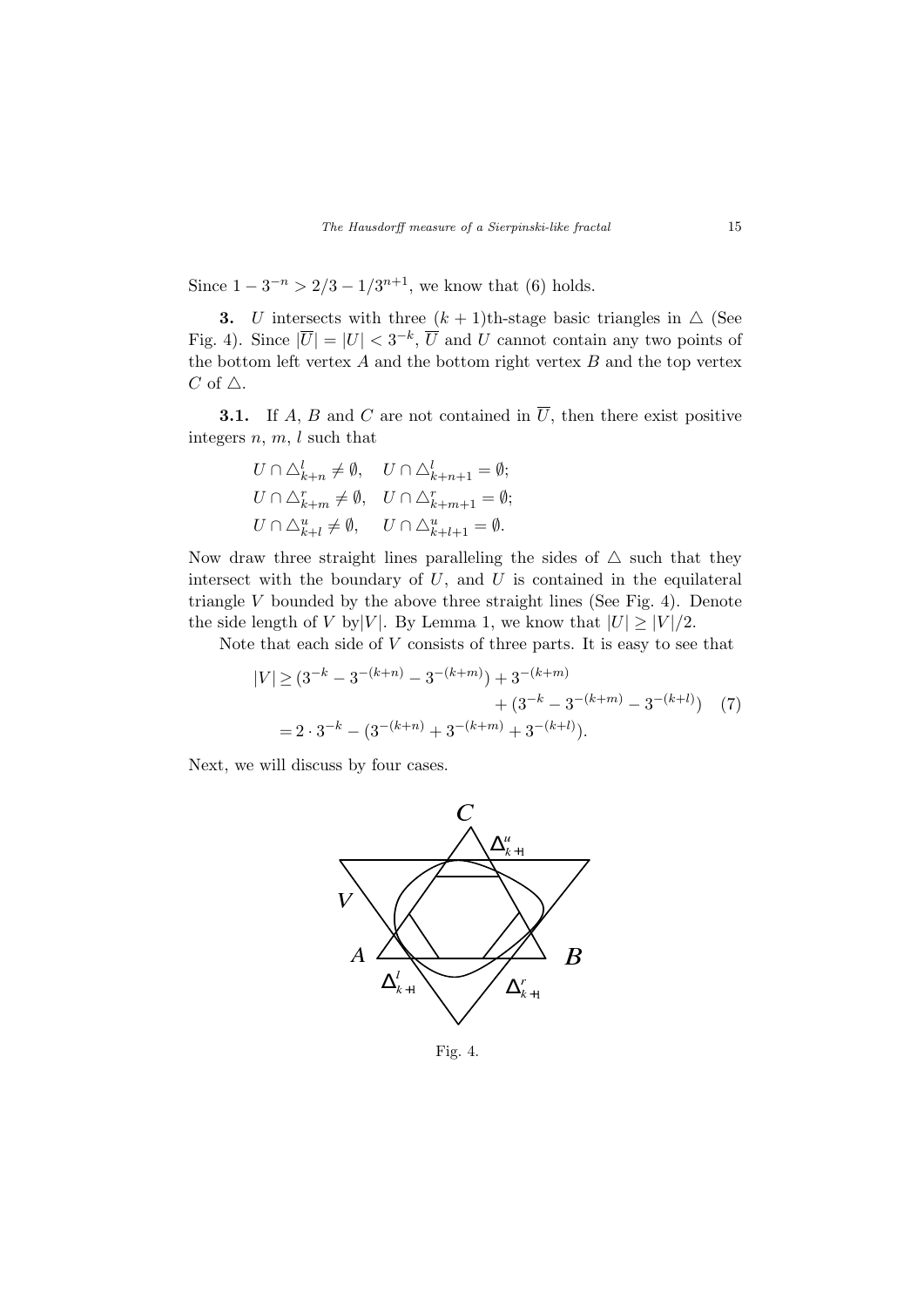Since $1 - 3^{-n} > 2/3 - 1/3^{n+1}$, we know that (6) holds.

**3.** $U$ intersects with three $(k+1)$th-stage basic triangles in $\triangle$ (See Fig. 4). Since $|\overline{U}| = |U| < 3^{-k}$, $\overline{U}$ and $U$ cannot contain any two points of the bottom left vertex $A$ and the bottom right vertex $B$ and the top vertex $C$ of $\triangle$.

**3.1.** If $A$, $B$ and $C$ are not contained in $\overline{U}$, then there exist positive integers $n$, $m$, $l$ such that

$$U \cap \triangle^l_{k+n} \neq \emptyset, \quad U \cap \triangle^l_{k+n+1} = \emptyset;$$
$$U \cap \triangle^r_{k+m} \neq \emptyset, \quad U \cap \triangle^r_{k+m+1} = \emptyset;$$
$$U \cap \triangle^u_{k+l} \neq \emptyset, \quad U \cap \triangle^u_{k+l+1} = \emptyset.$$

Now draw three straight lines paralleling the sides of $\triangle$ such that they intersect with the boundary of $U$, and $U$ is contained in the equilateral triangle $V$ bounded by the above three straight lines (See Fig. 4). Denote the side length of $V$ by$|V|$. By Lemma 1, we know that $|U| \geq |V|/2$.

Note that each side of $V$ consists of three parts. It is easy to see that

$$\begin{aligned}
|V| &\geq (3^{-k} - 3^{-(k+n)} - 3^{-(k+m)}) + 3^{-(k+m)} \\
&\qquad + (3^{-k} - 3^{-(k+m)} - 3^{-(k+l)}) \qquad (7) \\
&= 2 \cdot 3^{-k} - (3^{-(k+n)} + 3^{-(k+m)} + 3^{-(k+l)}).
\end{aligned}$$

Next, we will discuss by four cases.

Fig. 4.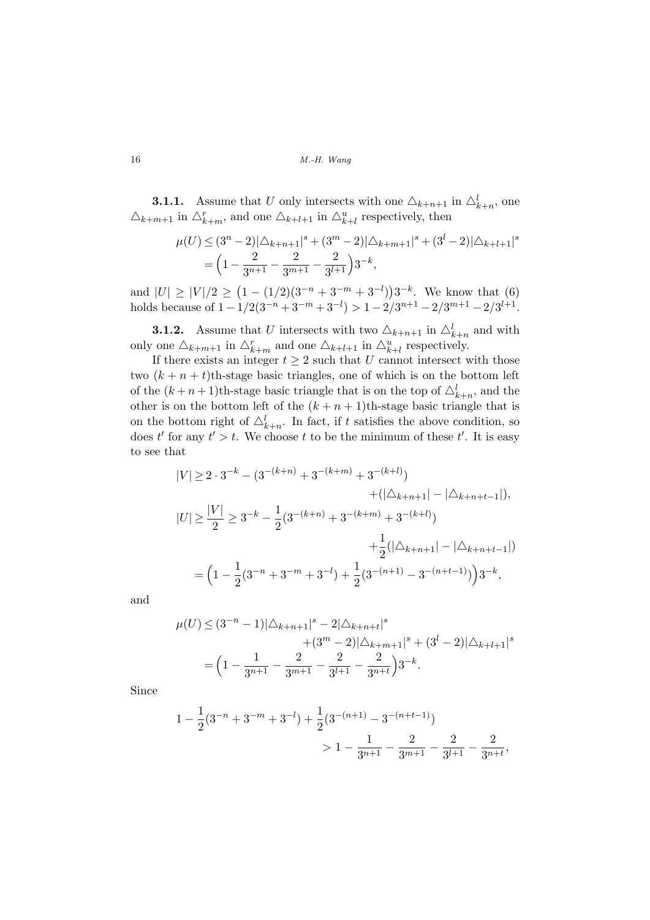**3.1.1.** Assume that $U$ only intersects with one $\triangle_{k+n+1}$ in $\triangle^l_{k+n}$, one $\triangle_{k+m+1}$ in $\triangle^r_{k+m}$, and one $\triangle_{k+l+1}$ in $\triangle^u_{k+l}$ respectively, then

$$\begin{aligned}\mu(U) &\leq (3^n-2)|\triangle_{k+n+1}|^s + (3^m-2)|\triangle_{k+m+1}|^s + (3^l-2)|\triangle_{k+l+1}|^s \\ &= \Big(1-\frac{2}{3^{n+1}}-\frac{2}{3^{m+1}}-\frac{2}{3^{l+1}}\Big)3^{-k},\end{aligned}$$

and $|U| \geq |V|/2 \geq \big(1-(1/2)(3^{-n}+3^{-m}+3^{-l})\big)3^{-k}$. We know that (6) holds because of $1-1/2(3^{-n}+3^{-m}+3^{-l}) > 1-2/3^{n+1}-2/3^{m+1}-2/3^{l+1}$.

**3.1.2.** Assume that $U$ intersects with two $\triangle_{k+n+1}$ in $\triangle^l_{k+n}$ and with only one $\triangle_{k+m+1}$ in $\triangle^r_{k+m}$ and one $\triangle_{k+l+1}$ in $\triangle^u_{k+l}$ respectively.

If there exists an integer $t \geq 2$ such that $U$ cannot intersect with those two $(k+n+t)$th-stage basic triangles, one of which is on the bottom left of the $(k+n+1)$th-stage basic triangle that is on the top of $\triangle^l_{k+n}$, and the other is on the bottom left of the $(k+n+1)$th-stage basic triangle that is on the bottom right of $\triangle^l_{k+n}$. In fact, if $t$ satisfies the above condition, so does $t'$ for any $t' > t$. We choose $t$ to be the minimum of these $t'$. It is easy to see that

$$\begin{aligned}|V| &\geq 2\cdot 3^{-k} - (3^{-(k+n)}+3^{-(k+m)}+3^{-(k+l)}) \\ &\qquad\qquad +(|\triangle_{k+n+1}|-|\triangle_{k+n+t-1}|), \\ |U| &\geq \frac{|V|}{2} \geq 3^{-k} - \frac{1}{2}(3^{-(k+n)}+3^{-(k+m)}+3^{-(k+l)}) \\ &\qquad\qquad +\frac{1}{2}(|\triangle_{k+n+1}|-|\triangle_{k+n+t-1}|) \\ &= \Big(1-\frac{1}{2}(3^{-n}+3^{-m}+3^{-l})+\frac{1}{2}(3^{-(n+1)}-3^{-(n+t-1)})\Big)3^{-k},\end{aligned}$$

and

$$\begin{aligned}\mu(U) &\leq (3^{-n}-1)|\triangle_{k+n+1}|^s - 2|\triangle_{k+n+t}|^s \\ &\qquad\qquad +(3^m-2)|\triangle_{k+m+1}|^s + (3^l-2)|\triangle_{k+l+1}|^s \\ &= \Big(1-\frac{1}{3^{n+1}}-\frac{2}{3^{m+1}}-\frac{2}{3^{l+1}}-\frac{2}{3^{n+t}}\Big)3^{-k}.\end{aligned}$$

Since

$$\begin{aligned}1-\frac{1}{2}(3^{-n}+3^{-m}+3^{-l})+\frac{1}{2}(3^{-(n+1)}-3^{-(n+t-1)}) \\ > 1-\frac{1}{3^{n+1}}-\frac{2}{3^{m+1}}-\frac{2}{3^{l+1}}-\frac{2}{3^{n+t}},\end{aligned}$$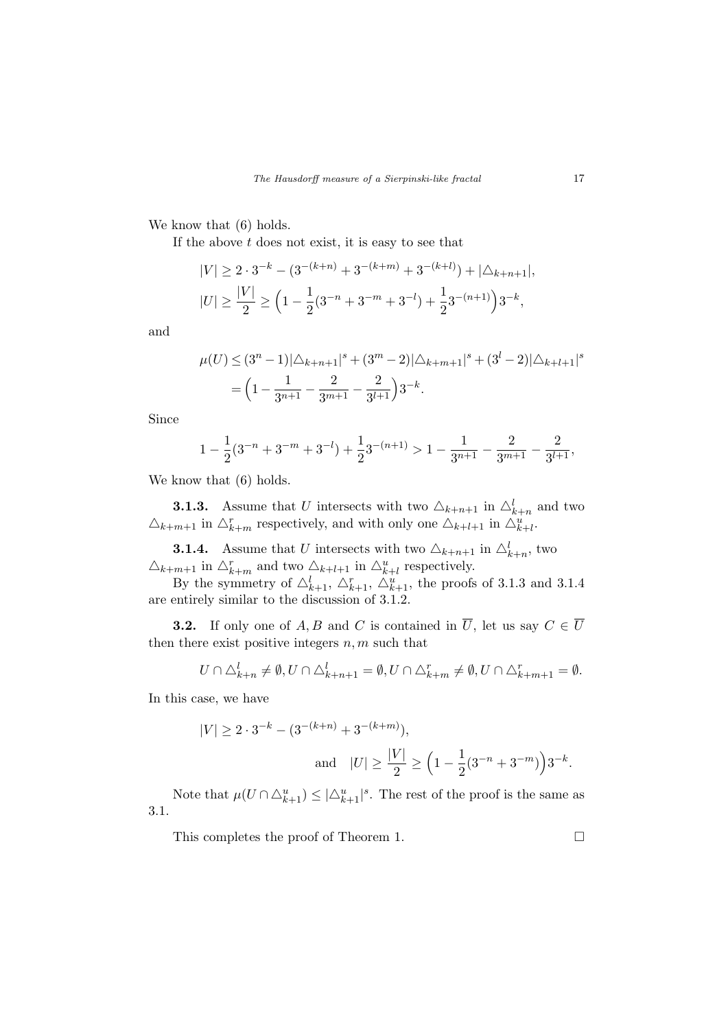We know that (6) holds.

If the above $t$ does not exist, it is easy to see that

$$|V| \geq 2 \cdot 3^{-k} - (3^{-(k+n)} + 3^{-(k+m)} + 3^{-(k+l)}) + |\triangle_{k+n+1}|,$$

$$|U| \geq \frac{|V|}{2} \geq \Big(1 - \frac{1}{2}(3^{-n} + 3^{-m} + 3^{-l}) + \frac{1}{2}3^{-(n+1)}\Big)3^{-k},$$

and

$$\begin{aligned}\mu(U) &\leq (3^n - 1)|\triangle_{k+n+1}|^s + (3^m - 2)|\triangle_{k+m+1}|^s + (3^l - 2)|\triangle_{k+l+1}|^s \\ &= \Big(1 - \frac{1}{3^{n+1}} - \frac{2}{3^{m+1}} - \frac{2}{3^{l+1}}\Big)3^{-k}.\end{aligned}$$

Since

$$1 - \frac{1}{2}(3^{-n} + 3^{-m} + 3^{-l}) + \frac{1}{2}3^{-(n+1)} > 1 - \frac{1}{3^{n+1}} - \frac{2}{3^{m+1}} - \frac{2}{3^{l+1}},$$

We know that (6) holds.

**3.1.3.** Assume that $U$ intersects with two $\triangle_{k+n+1}$ in $\triangle^l_{k+n}$ and two $\triangle_{k+m+1}$ in $\triangle^r_{k+m}$ respectively, and with only one $\triangle_{k+l+1}$ in $\triangle^u_{k+l}$.

**3.1.4.** Assume that $U$ intersects with two $\triangle_{k+n+1}$ in $\triangle^l_{k+n}$, two $\triangle_{k+m+1}$ in $\triangle^r_{k+m}$ and two $\triangle_{k+l+1}$ in $\triangle^u_{k+l}$ respectively.

By the symmetry of $\triangle^l_{k+1}$, $\triangle^r_{k+1}$, $\triangle^u_{k+1}$, the proofs of 3.1.3 and 3.1.4 are entirely similar to the discussion of 3.1.2.

**3.2.** If only one of $A, B$ and $C$ is contained in $\overline{U}$, let us say $C \in \overline{U}$ then there exist positive integers $n, m$ such that

$$U \cap \triangle^l_{k+n} \neq \emptyset, U \cap \triangle^l_{k+n+1} = \emptyset, U \cap \triangle^r_{k+m} \neq \emptyset, U \cap \triangle^r_{k+m+1} = \emptyset.$$

In this case, we have

$$|V| \geq 2 \cdot 3^{-k} - (3^{-(k+n)} + 3^{-(k+m)}),$$

$$\text{and} \quad |U| \geq \frac{|V|}{2} \geq \Big(1 - \frac{1}{2}(3^{-n} + 3^{-m})\Big)3^{-k}.$$

Note that $\mu(U \cap \triangle^u_{k+1}) \leq |\triangle^u_{k+1}|^s$. The rest of the proof is the same as 3.1.

This completes the proof of Theorem 1. $\square$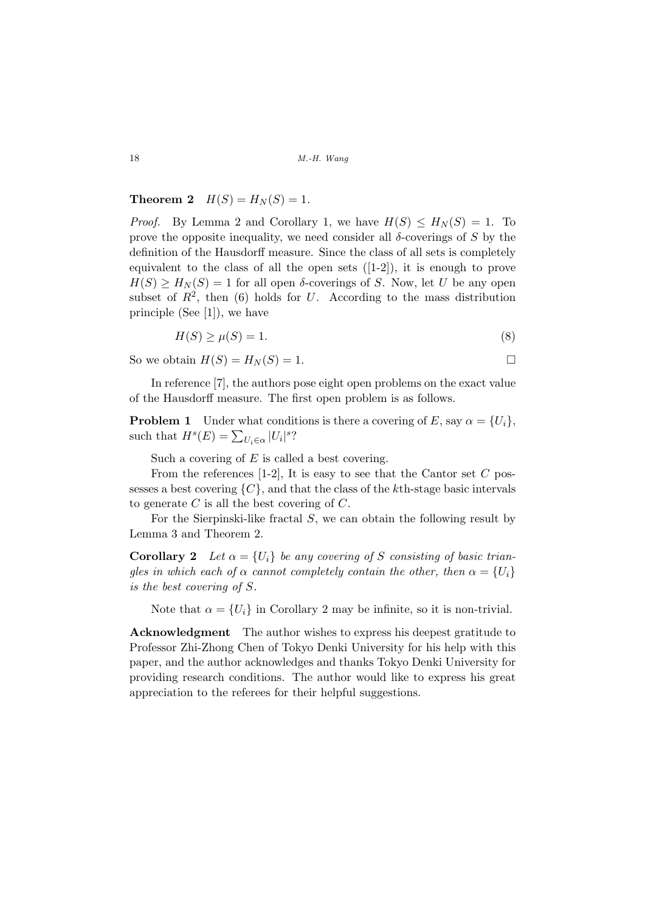**Theorem 2** $H(S) = H_N(S) = 1$.

*Proof.* By Lemma 2 and Corollary 1, we have $H(S) \leq H_N(S) = 1$. To prove the opposite inequality, we need consider all $\delta$-coverings of $S$ by the definition of the Hausdorff measure. Since the class of all sets is completely equivalent to the class of all the open sets ([1-2]), it is enough to prove $H(S) \geq H_N(S) = 1$ for all open $\delta$-coverings of $S$. Now, let $U$ be any open subset of $R^2$, then (6) holds for $U$. According to the mass distribution principle (See [1]), we have

$$H(S) \geq \mu(S) = 1. \tag{8}$$

So we obtain $H(S) = H_N(S) = 1$. □

In reference [7], the authors pose eight open problems on the exact value of the Hausdorff measure. The first open problem is as follows.

**Problem 1** Under what conditions is there a covering of $E$, say $\alpha = \{U_i\}$, such that $H^s(E) = \sum_{U_i \in \alpha} |U_i|^s$?

Such a covering of $E$ is called a best covering.

From the references [1-2], It is easy to see that the Cantor set $C$ possesses a best covering $\{C\}$, and that the class of the $k$th-stage basic intervals to generate $C$ is all the best covering of $C$.

For the Sierpinski-like fractal $S$, we can obtain the following result by Lemma 3 and Theorem 2.

**Corollary 2** *Let $\alpha = \{U_i\}$ be any covering of $S$ consisting of basic triangles in which each of $\alpha$ cannot completely contain the other, then $\alpha = \{U_i\}$ is the best covering of $S$.*

Note that $\alpha = \{U_i\}$ in Corollary 2 may be infinite, so it is non-trivial.

**Acknowledgment** The author wishes to express his deepest gratitude to Professor Zhi-Zhong Chen of Tokyo Denki University for his help with this paper, and the author acknowledges and thanks Tokyo Denki University for providing research conditions. The author would like to express his great appreciation to the referees for their helpful suggestions.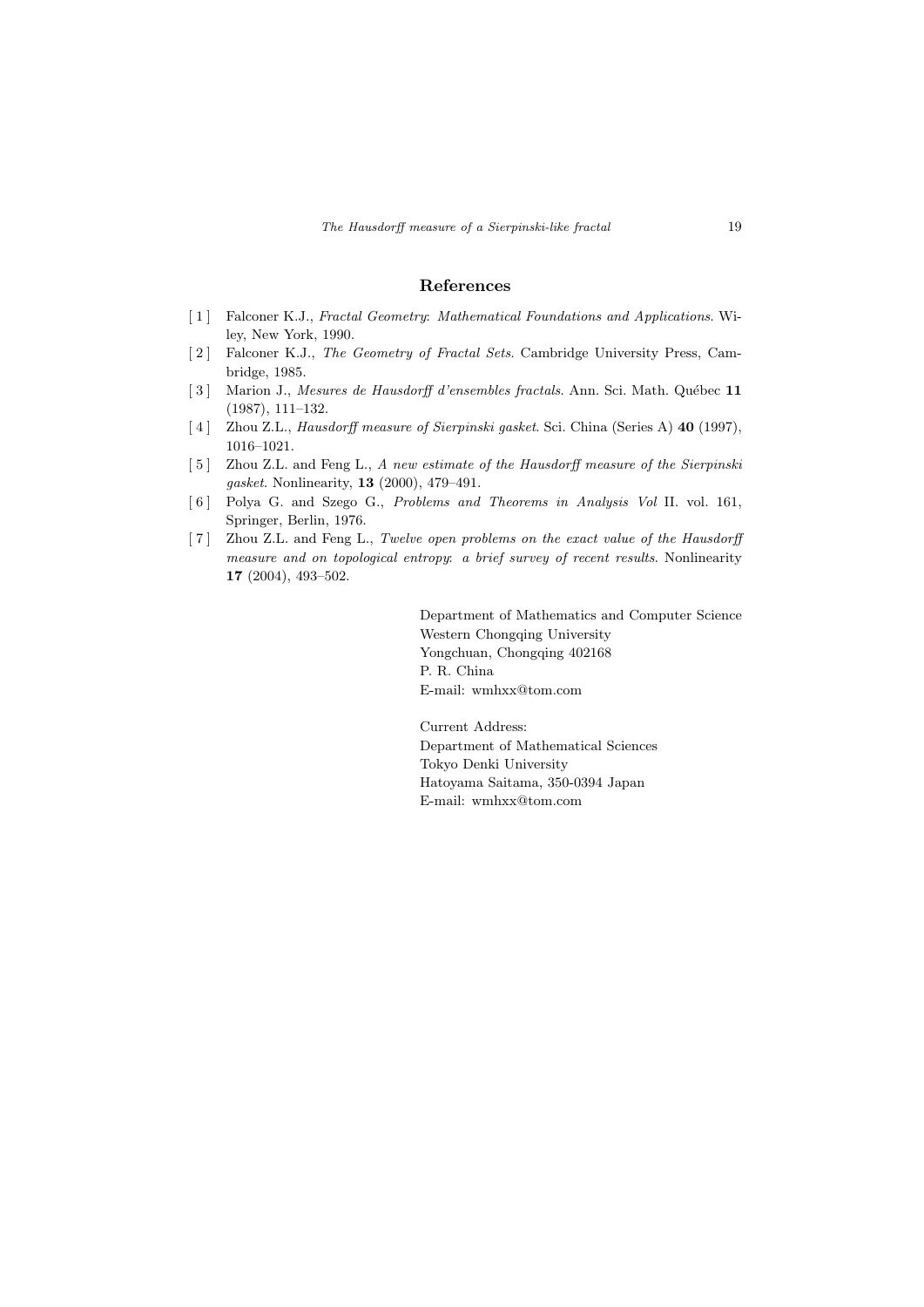## References

[1] Falconer K.J., *Fractal Geometry: Mathematical Foundations and Applications*. Wiley, New York, 1990.

[2] Falconer K.J., *The Geometry of Fractal Sets*. Cambridge University Press, Cambridge, 1985.

[3] Marion J., *Mesures de Hausdorff d'ensembles fractals*. Ann. Sci. Math. Québec **11** (1987), 111–132.

[4] Zhou Z.L., *Hausdorff measure of Sierpinski gasket*. Sci. China (Series A) **40** (1997), 1016–1021.

[5] Zhou Z.L. and Feng L., *A new estimate of the Hausdorff measure of the Sierpinski gasket*. Nonlinearity, **13** (2000), 479–491.

[6] Polya G. and Szego G., *Problems and Theorems in Analysis Vol* II. vol. 161, Springer, Berlin, 1976.

[7] Zhou Z.L. and Feng L., *Twelve open problems on the exact value of the Hausdorff measure and on topological entropy: a brief survey of recent results*. Nonlinearity **17** (2004), 493–502.

Department of Mathematics and Computer Science
Western Chongqing University
Yongchuan, Chongqing 402168
P. R. China
E-mail: wmhxx@tom.com

Current Address:
Department of Mathematical Sciences
Tokyo Denki University
Hatoyama Saitama, 350-0394 Japan
E-mail: wmhxx@tom.com